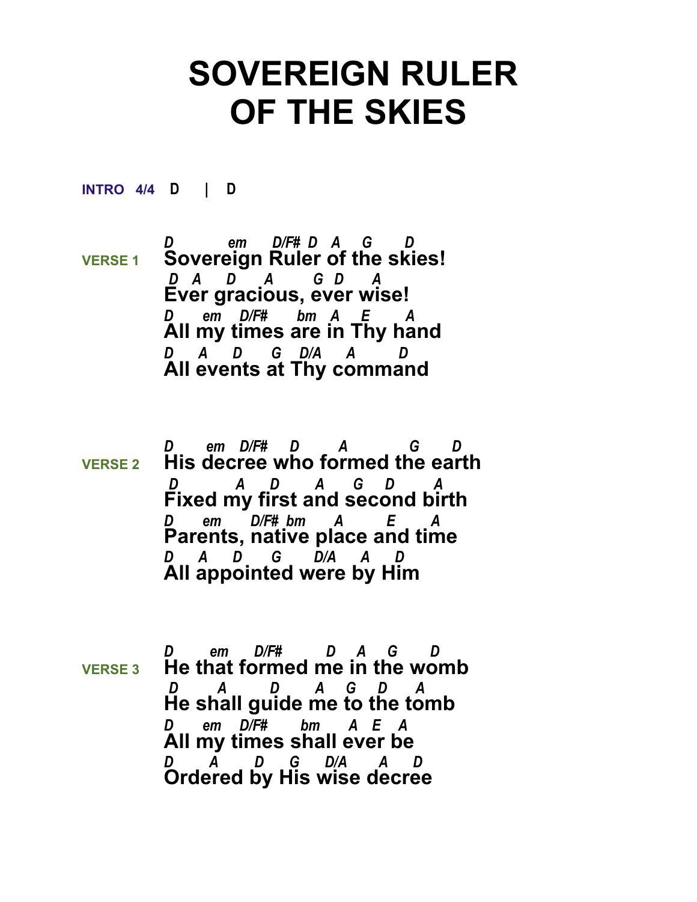# SOVEREIGN RULER OF THE SKIES

**INTRO 4/4** D | D

**VERSE 1**

```
D          em     D/F#  D   A    G      D
Sovereign Ruler of the skies!
 D  A     D      A       G  D      A
Ever gracious, ever wise!
D     em   D/F#      bm   A    E       A
All my times are in Thy hand
D    A     D     G   D/A    A       D
All events at Thy command
```

**VERSE 2**

```
D      em   D/F#     D        A            G       D
His decree who formed the earth
 D          A      D       A     G     D         A
Fixed my first and second birth
D      em      D/F#  bm      A        E      A
Parents, native place and time
D    A     D      G      D/A     A     D
All appointed were by Him
```

**VERSE 3**

```
D       em     D/F#        D    A    G      D
He that formed me in the womb
 D       A       D      A    G    D      A
He shall guide me to the tomb
D      em    D/F#       bm      A  E   A
All my times shall ever be
D       A       D     G     D/A      A     D
Ordered by His wise decree
```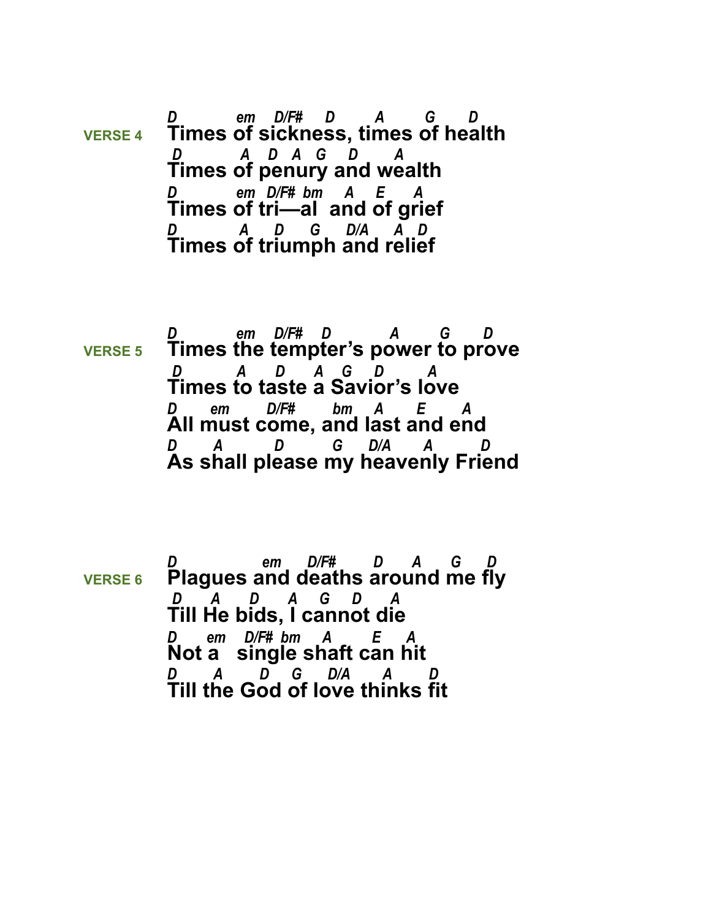**VERSE 4**

```
D         em   D/F#    D       A       G      D
Times of sickness, times of health
 D         A   D  A  G    D      A
Times of penury and wealth
D         em  D/F#  bm    A    E     A
Times of tri—al  and of grief
D         A     D     G     D/A     A  D
Times of triumph and relief
```

**VERSE 5**

```
D         em    D/F#    D           A        G      D
Times the tempter's power to prove
 D         A      D      A   G     D        A
Times to taste a Savior's love
D      em        D/F#       bm     A      E       A
All must come, and last and end
D      A         D         G     D/A      A        D
As shall please my heavenly Friend
```

**VERSE 6**

```
D              em      D/F#        D      A      G     D
Plagues and deaths around me fly
 D      A      D      A    G     D      A
Till He bids, I cannot die
D      em    D/F#  bm      A         E     A
Not a   single shaft can hit
D       A       D    G     D/A       A       D
Till the God of love thinks fit
```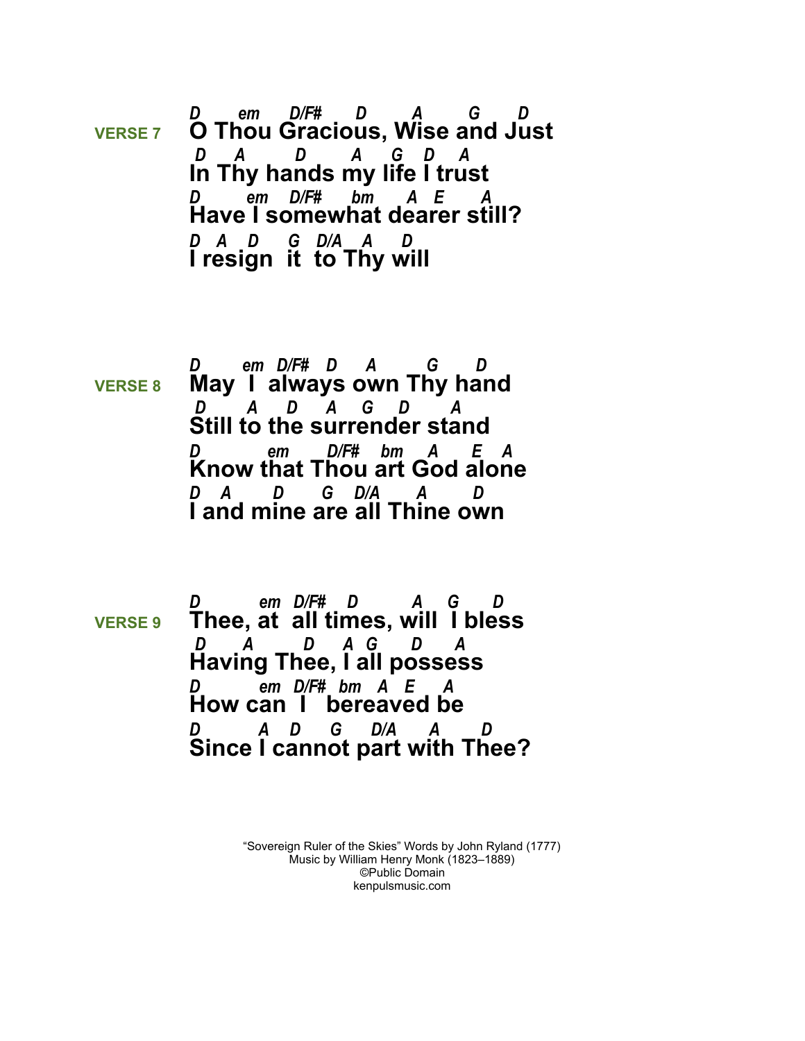**VERSE 7**

```
D      em     D/F#      D         A        G       D
O Thou Gracious, Wise and Just
 D    A         D       A    G    D    A
In Thy hands my life I trust
D        em    D/F#      bm       A   E       A
Have I somewhat dearer still?
D   A   D      G   D/A    A     D
I resign  it  to Thy will
```

**VERSE 8**

```
D        em  D/F#   D      A          G        D
May  I  always own Thy hand
 D       A     D     A     G      D        A
Still to the surrender stand
D              em        D/F#     bm     A        E    A
Know that Thou art God alone
D   A        D       G    D/A       A        D
I and mine are all Thine own
```

**VERSE 9**

```
D           em  D/F#    D           A     G       D
Thee, at  all times, will  I bless
 D      A         D     A  G       D      A
Having Thee, I all possess
D          em  D/F#  bm   A   E      A
How can  I   bereaved be
D           A    D      G      D/A       A        D
Since I cannot part with Thee?
```

"Sovereign Ruler of the Skies" Words by John Ryland (1777)
Music by William Henry Monk (1823–1889)
©Public Domain
kenpulsmusic.com